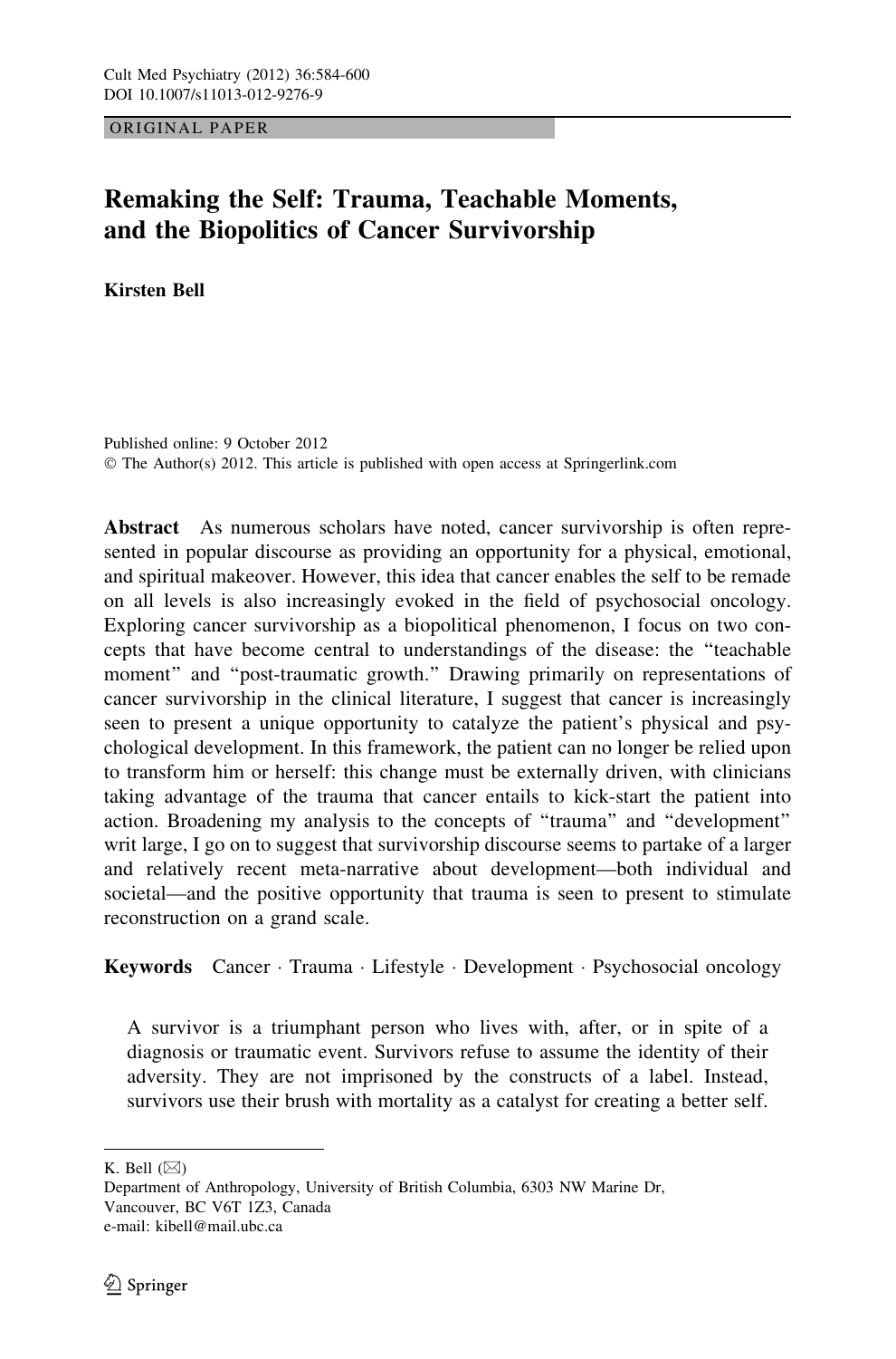ORIGINAL PAPER

# Remaking the Self: Trauma, Teachable Moments, and the Biopolitics of Cancer Survivorship

**Kirsten Bell**

Published online: 9 October 2012
© The Author(s) 2012. This article is published with open access at Springerlink.com

**Abstract** As numerous scholars have noted, cancer survivorship is often represented in popular discourse as providing an opportunity for a physical, emotional, and spiritual makeover. However, this idea that cancer enables the self to be remade on all levels is also increasingly evoked in the field of psychosocial oncology. Exploring cancer survivorship as a biopolitical phenomenon, I focus on two concepts that have become central to understandings of the disease: the "teachable moment" and "post-traumatic growth." Drawing primarily on representations of cancer survivorship in the clinical literature, I suggest that cancer is increasingly seen to present a unique opportunity to catalyze the patient's physical and psychological development. In this framework, the patient can no longer be relied upon to transform him or herself: this change must be externally driven, with clinicians taking advantage of the trauma that cancer entails to kick-start the patient into action. Broadening my analysis to the concepts of "trauma" and "development" writ large, I go on to suggest that survivorship discourse seems to partake of a larger and relatively recent meta-narrative about development—both individual and societal—and the positive opportunity that trauma is seen to present to stimulate reconstruction on a grand scale.

**Keywords** Cancer · Trauma · Lifestyle · Development · Psychosocial oncology

> A survivor is a triumphant person who lives with, after, or in spite of a diagnosis or traumatic event. Survivors refuse to assume the identity of their adversity. They are not imprisoned by the constructs of a label. Instead, survivors use their brush with mortality as a catalyst for creating a better self.

---

K. Bell (✉)
Department of Anthropology, University of British Columbia, 6303 NW Marine Dr, Vancouver, BC V6T 1Z3, Canada
e-mail: kibell@mail.ubc.ca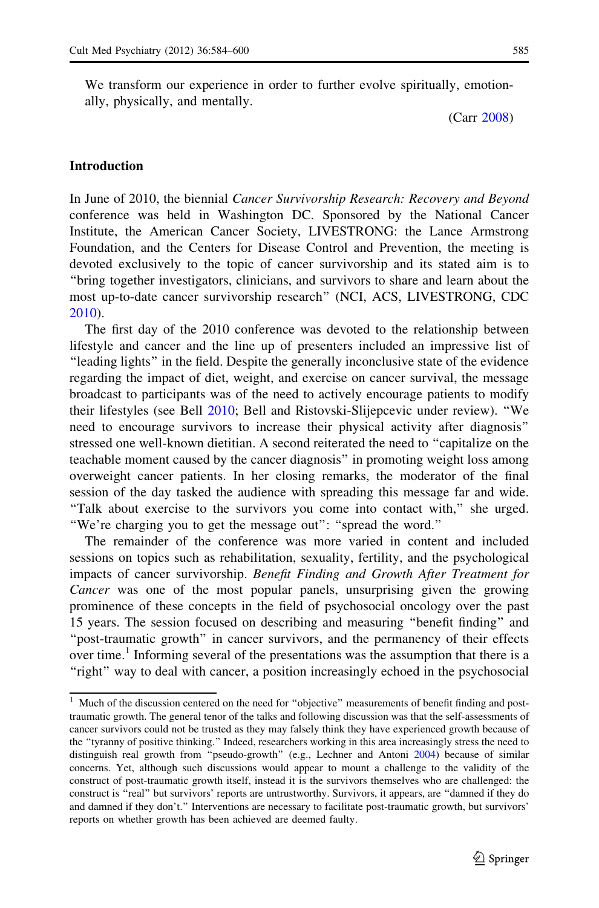> We transform our experience in order to further evolve spiritually, emotionally, physically, and mentally.
>
> (Carr 2008)

## Introduction

In June of 2010, the biennial *Cancer Survivorship Research: Recovery and Beyond* conference was held in Washington DC. Sponsored by the National Cancer Institute, the American Cancer Society, LIVESTRONG: the Lance Armstrong Foundation, and the Centers for Disease Control and Prevention, the meeting is devoted exclusively to the topic of cancer survivorship and its stated aim is to "bring together investigators, clinicians, and survivors to share and learn about the most up-to-date cancer survivorship research" (NCI, ACS, LIVESTRONG, CDC 2010).

The first day of the 2010 conference was devoted to the relationship between lifestyle and cancer and the line up of presenters included an impressive list of "leading lights" in the field. Despite the generally inconclusive state of the evidence regarding the impact of diet, weight, and exercise on cancer survival, the message broadcast to participants was of the need to actively encourage patients to modify their lifestyles (see Bell 2010; Bell and Ristovski-Slijepcevic under review). "We need to encourage survivors to increase their physical activity after diagnosis" stressed one well-known dietitian. A second reiterated the need to "capitalize on the teachable moment caused by the cancer diagnosis" in promoting weight loss among overweight cancer patients. In her closing remarks, the moderator of the final session of the day tasked the audience with spreading this message far and wide. "Talk about exercise to the survivors you come into contact with," she urged. "We're charging you to get the message out": "spread the word."

The remainder of the conference was more varied in content and included sessions on topics such as rehabilitation, sexuality, fertility, and the psychological impacts of cancer survivorship. *Benefit Finding and Growth After Treatment for Cancer* was one of the most popular panels, unsurprising given the growing prominence of these concepts in the field of psychosocial oncology over the past 15 years. The session focused on describing and measuring "benefit finding" and "post-traumatic growth" in cancer survivors, and the permanency of their effects over time.[1] Informing several of the presentations was the assumption that there is a "right" way to deal with cancer, a position increasingly echoed in the psychosocial

[1] Much of the discussion centered on the need for "objective" measurements of benefit finding and post-traumatic growth. The general tenor of the talks and following discussion was that the self-assessments of cancer survivors could not be trusted as they may falsely think they have experienced growth because of the "tyranny of positive thinking." Indeed, researchers working in this area increasingly stress the need to distinguish real growth from "pseudo-growth" (e.g., Lechner and Antoni 2004) because of similar concerns. Yet, although such discussions would appear to mount a challenge to the validity of the construct of post-traumatic growth itself, instead it is the survivors themselves who are challenged: the construct is "real" but survivors' reports are untrustworthy. Survivors, it appears, are "damned if they do and damned if they don't." Interventions are necessary to facilitate post-traumatic growth, but survivors' reports on whether growth has been achieved are deemed faulty.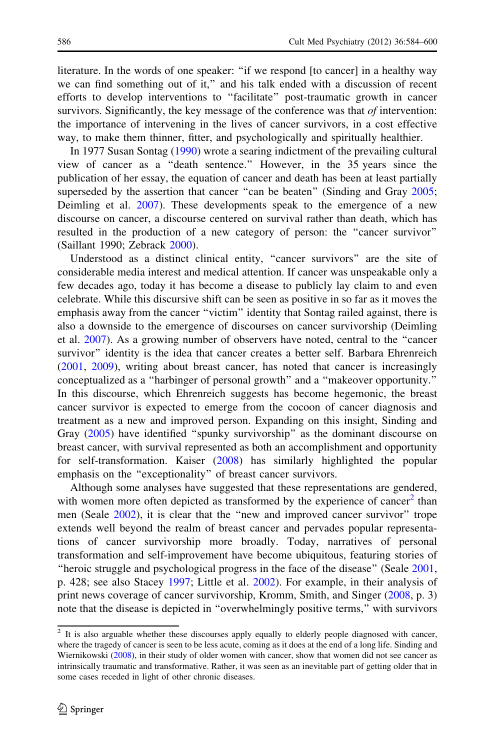literature. In the words of one speaker: "if we respond [to cancer] in a healthy way we can find something out of it," and his talk ended with a discussion of recent efforts to develop interventions to "facilitate" post-traumatic growth in cancer survivors. Significantly, the key message of the conference was that *of* intervention: the importance of intervening in the lives of cancer survivors, in a cost effective way, to make them thinner, fitter, and psychologically and spiritually healthier.

In 1977 Susan Sontag (1990) wrote a searing indictment of the prevailing cultural view of cancer as a "death sentence." However, in the 35 years since the publication of her essay, the equation of cancer and death has been at least partially superseded by the assertion that cancer "can be beaten" (Sinding and Gray 2005; Deimling et al. 2007). These developments speak to the emergence of a new discourse on cancer, a discourse centered on survival rather than death, which has resulted in the production of a new category of person: the "cancer survivor" (Saillant 1990; Zebrack 2000).

Understood as a distinct clinical entity, "cancer survivors" are the site of considerable media interest and medical attention. If cancer was unspeakable only a few decades ago, today it has become a disease to publicly lay claim to and even celebrate. While this discursive shift can be seen as positive in so far as it moves the emphasis away from the cancer "victim" identity that Sontag railed against, there is also a downside to the emergence of discourses on cancer survivorship (Deimling et al. 2007). As a growing number of observers have noted, central to the "cancer survivor" identity is the idea that cancer creates a better self. Barbara Ehrenreich (2001, 2009), writing about breast cancer, has noted that cancer is increasingly conceptualized as a "harbinger of personal growth" and a "makeover opportunity." In this discourse, which Ehrenreich suggests has become hegemonic, the breast cancer survivor is expected to emerge from the cocoon of cancer diagnosis and treatment as a new and improved person. Expanding on this insight, Sinding and Gray (2005) have identified "spunky survivorship" as the dominant discourse on breast cancer, with survival represented as both an accomplishment and opportunity for self-transformation. Kaiser (2008) has similarly highlighted the popular emphasis on the "exceptionality" of breast cancer survivors.

Although some analyses have suggested that these representations are gendered, with women more often depicted as transformed by the experience of cancer[2] than men (Seale 2002), it is clear that the "new and improved cancer survivor" trope extends well beyond the realm of breast cancer and pervades popular representations of cancer survivorship more broadly. Today, narratives of personal transformation and self-improvement have become ubiquitous, featuring stories of "heroic struggle and psychological progress in the face of the disease" (Seale 2001, p. 428; see also Stacey 1997; Little et al. 2002). For example, in their analysis of print news coverage of cancer survivorship, Kromm, Smith, and Singer (2008, p. 3) note that the disease is depicted in "overwhelmingly positive terms," with survivors

[2] It is also arguable whether these discourses apply equally to elderly people diagnosed with cancer, where the tragedy of cancer is seen to be less acute, coming as it does at the end of a long life. Sinding and Wiernikowski (2008), in their study of older women with cancer, show that women did not see cancer as intrinsically traumatic and transformative. Rather, it was seen as an inevitable part of getting older that in some cases receded in light of other chronic diseases.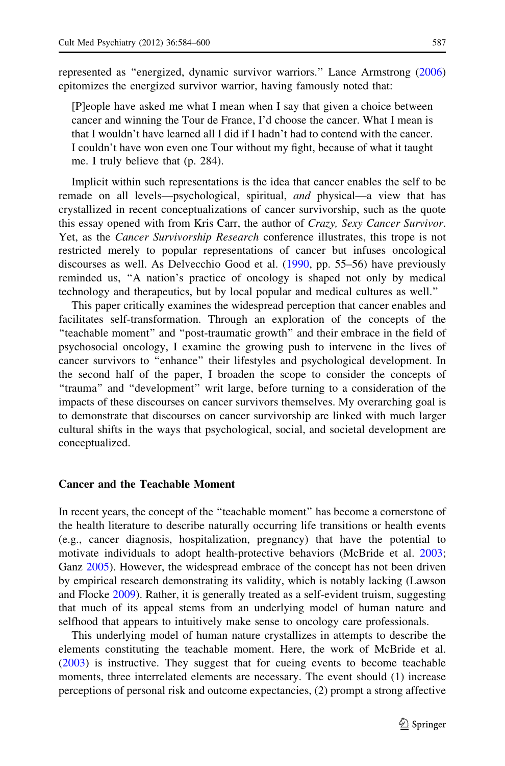represented as "energized, dynamic survivor warriors." Lance Armstrong (2006) epitomizes the energized survivor warrior, having famously noted that:

> [P]eople have asked me what I mean when I say that given a choice between cancer and winning the Tour de France, I'd choose the cancer. What I mean is that I wouldn't have learned all I did if I hadn't had to contend with the cancer. I couldn't have won even one Tour without my fight, because of what it taught me. I truly believe that (p. 284).

Implicit within such representations is the idea that cancer enables the self to be remade on all levels—psychological, spiritual, *and* physical—a view that has crystallized in recent conceptualizations of cancer survivorship, such as the quote this essay opened with from Kris Carr, the author of *Crazy, Sexy Cancer Survivor*. Yet, as the *Cancer Survivorship Research* conference illustrates, this trope is not restricted merely to popular representations of cancer but infuses oncological discourses as well. As Delvecchio Good et al. (1990, pp. 55–56) have previously reminded us, "A nation's practice of oncology is shaped not only by medical technology and therapeutics, but by local popular and medical cultures as well."

This paper critically examines the widespread perception that cancer enables and facilitates self-transformation. Through an exploration of the concepts of the "teachable moment" and "post-traumatic growth" and their embrace in the field of psychosocial oncology, I examine the growing push to intervene in the lives of cancer survivors to "enhance" their lifestyles and psychological development. In the second half of the paper, I broaden the scope to consider the concepts of "trauma" and "development" writ large, before turning to a consideration of the impacts of these discourses on cancer survivors themselves. My overarching goal is to demonstrate that discourses on cancer survivorship are linked with much larger cultural shifts in the ways that psychological, social, and societal development are conceptualized.

## Cancer and the Teachable Moment

In recent years, the concept of the "teachable moment" has become a cornerstone of the health literature to describe naturally occurring life transitions or health events (e.g., cancer diagnosis, hospitalization, pregnancy) that have the potential to motivate individuals to adopt health-protective behaviors (McBride et al. 2003; Ganz 2005). However, the widespread embrace of the concept has not been driven by empirical research demonstrating its validity, which is notably lacking (Lawson and Flocke 2009). Rather, it is generally treated as a self-evident truism, suggesting that much of its appeal stems from an underlying model of human nature and selfhood that appears to intuitively make sense to oncology care professionals.

This underlying model of human nature crystallizes in attempts to describe the elements constituting the teachable moment. Here, the work of McBride et al. (2003) is instructive. They suggest that for cueing events to become teachable moments, three interrelated elements are necessary. The event should (1) increase perceptions of personal risk and outcome expectancies, (2) prompt a strong affective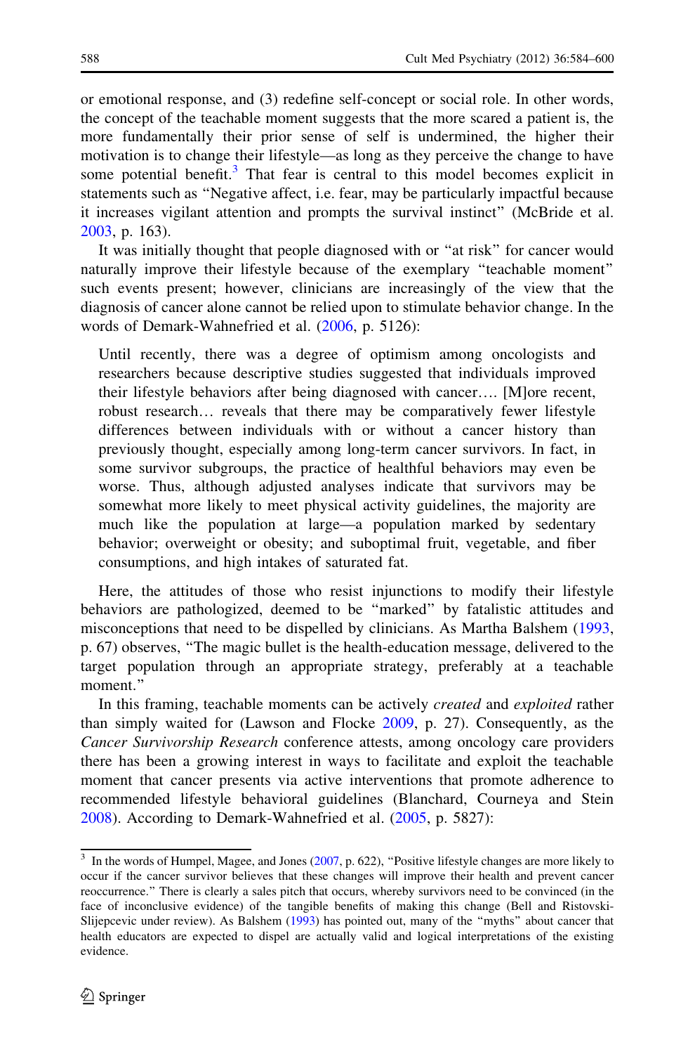or emotional response, and (3) redefine self-concept or social role. In other words, the concept of the teachable moment suggests that the more scared a patient is, the more fundamentally their prior sense of self is undermined, the higher their motivation is to change their lifestyle—as long as they perceive the change to have some potential benefit.[3] That fear is central to this model becomes explicit in statements such as "Negative affect, i.e. fear, may be particularly impactful because it increases vigilant attention and prompts the survival instinct" (McBride et al. 2003, p. 163).

It was initially thought that people diagnosed with or "at risk" for cancer would naturally improve their lifestyle because of the exemplary "teachable moment" such events present; however, clinicians are increasingly of the view that the diagnosis of cancer alone cannot be relied upon to stimulate behavior change. In the words of Demark-Wahnefried et al. (2006, p. 5126):

> Until recently, there was a degree of optimism among oncologists and researchers because descriptive studies suggested that individuals improved their lifestyle behaviors after being diagnosed with cancer…. [M]ore recent, robust research… reveals that there may be comparatively fewer lifestyle differences between individuals with or without a cancer history than previously thought, especially among long-term cancer survivors. In fact, in some survivor subgroups, the practice of healthful behaviors may even be worse. Thus, although adjusted analyses indicate that survivors may be somewhat more likely to meet physical activity guidelines, the majority are much like the population at large—a population marked by sedentary behavior; overweight or obesity; and suboptimal fruit, vegetable, and fiber consumptions, and high intakes of saturated fat.

Here, the attitudes of those who resist injunctions to modify their lifestyle behaviors are pathologized, deemed to be "marked" by fatalistic attitudes and misconceptions that need to be dispelled by clinicians. As Martha Balshem (1993, p. 67) observes, "The magic bullet is the health-education message, delivered to the target population through an appropriate strategy, preferably at a teachable moment."

In this framing, teachable moments can be actively *created* and *exploited* rather than simply waited for (Lawson and Flocke 2009, p. 27). Consequently, as the *Cancer Survivorship Research* conference attests, among oncology care providers there has been a growing interest in ways to facilitate and exploit the teachable moment that cancer presents via active interventions that promote adherence to recommended lifestyle behavioral guidelines (Blanchard, Courneya and Stein 2008). According to Demark-Wahnefried et al. (2005, p. 5827):

---

[3] In the words of Humpel, Magee, and Jones (2007, p. 622), "Positive lifestyle changes are more likely to occur if the cancer survivor believes that these changes will improve their health and prevent cancer reoccurrence." There is clearly a sales pitch that occurs, whereby survivors need to be convinced (in the face of inconclusive evidence) of the tangible benefits of making this change (Bell and Ristovski-Slijepcevic under review). As Balshem (1993) has pointed out, many of the "myths" about cancer that health educators are expected to dispel are actually valid and logical interpretations of the existing evidence.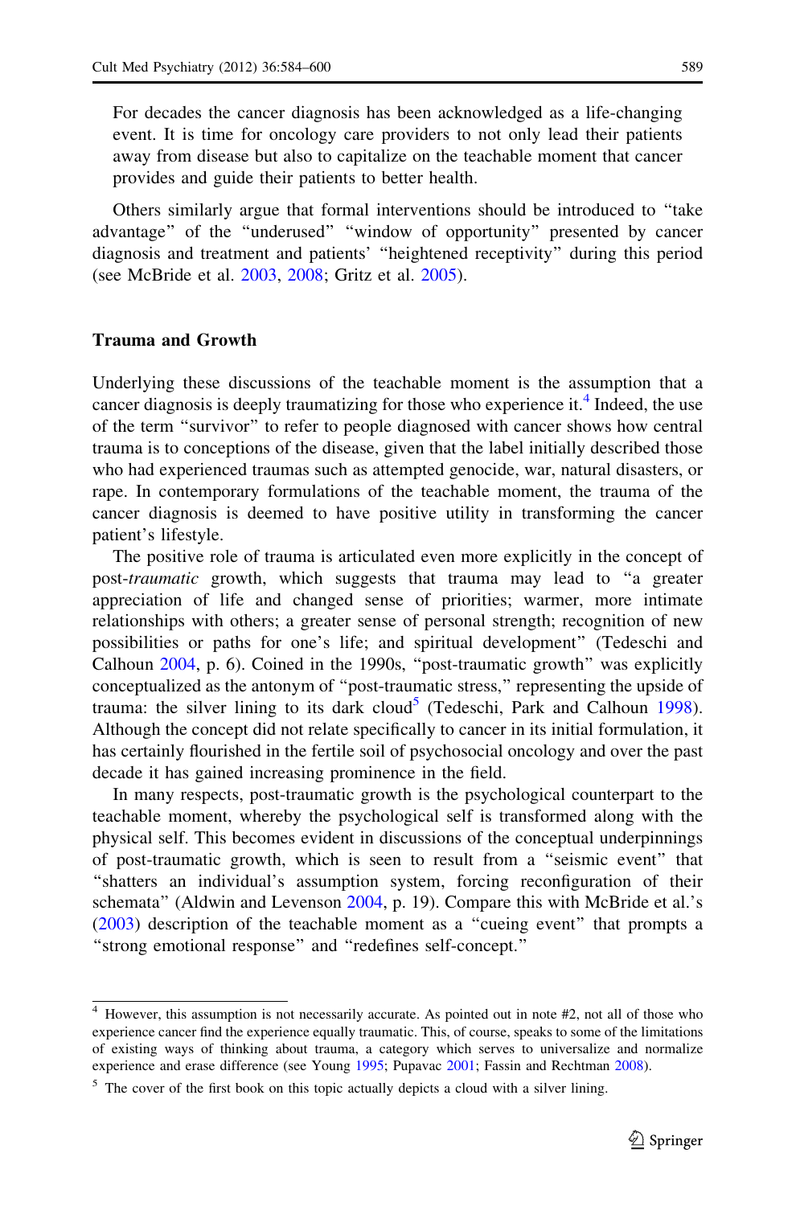For decades the cancer diagnosis has been acknowledged as a life-changing event. It is time for oncology care providers to not only lead their patients away from disease but also to capitalize on the teachable moment that cancer provides and guide their patients to better health.

Others similarly argue that formal interventions should be introduced to "take advantage" of the "underused" "window of opportunity" presented by cancer diagnosis and treatment and patients' "heightened receptivity" during this period (see McBride et al. 2003, 2008; Gritz et al. 2005).

## Trauma and Growth

Underlying these discussions of the teachable moment is the assumption that a cancer diagnosis is deeply traumatizing for those who experience it.[4] Indeed, the use of the term "survivor" to refer to people diagnosed with cancer shows how central trauma is to conceptions of the disease, given that the label initially described those who had experienced traumas such as attempted genocide, war, natural disasters, or rape. In contemporary formulations of the teachable moment, the trauma of the cancer diagnosis is deemed to have positive utility in transforming the cancer patient's lifestyle.

The positive role of trauma is articulated even more explicitly in the concept of post-*traumatic* growth, which suggests that trauma may lead to "a greater appreciation of life and changed sense of priorities; warmer, more intimate relationships with others; a greater sense of personal strength; recognition of new possibilities or paths for one's life; and spiritual development" (Tedeschi and Calhoun 2004, p. 6). Coined in the 1990s, "post-traumatic growth" was explicitly conceptualized as the antonym of "post-traumatic stress," representing the upside of trauma: the silver lining to its dark cloud[5] (Tedeschi, Park and Calhoun 1998). Although the concept did not relate specifically to cancer in its initial formulation, it has certainly flourished in the fertile soil of psychosocial oncology and over the past decade it has gained increasing prominence in the field.

In many respects, post-traumatic growth is the psychological counterpart to the teachable moment, whereby the psychological self is transformed along with the physical self. This becomes evident in discussions of the conceptual underpinnings of post-traumatic growth, which is seen to result from a "seismic event" that "shatters an individual's assumption system, forcing reconfiguration of their schemata" (Aldwin and Levenson 2004, p. 19). Compare this with McBride et al.'s (2003) description of the teachable moment as a "cueing event" that prompts a "strong emotional response" and "redefines self-concept."

---

[4] However, this assumption is not necessarily accurate. As pointed out in note #2, not all of those who experience cancer find the experience equally traumatic. This, of course, speaks to some of the limitations of existing ways of thinking about trauma, a category which serves to universalize and normalize experience and erase difference (see Young 1995; Pupavac 2001; Fassin and Rechtman 2008).

[5] The cover of the first book on this topic actually depicts a cloud with a silver lining.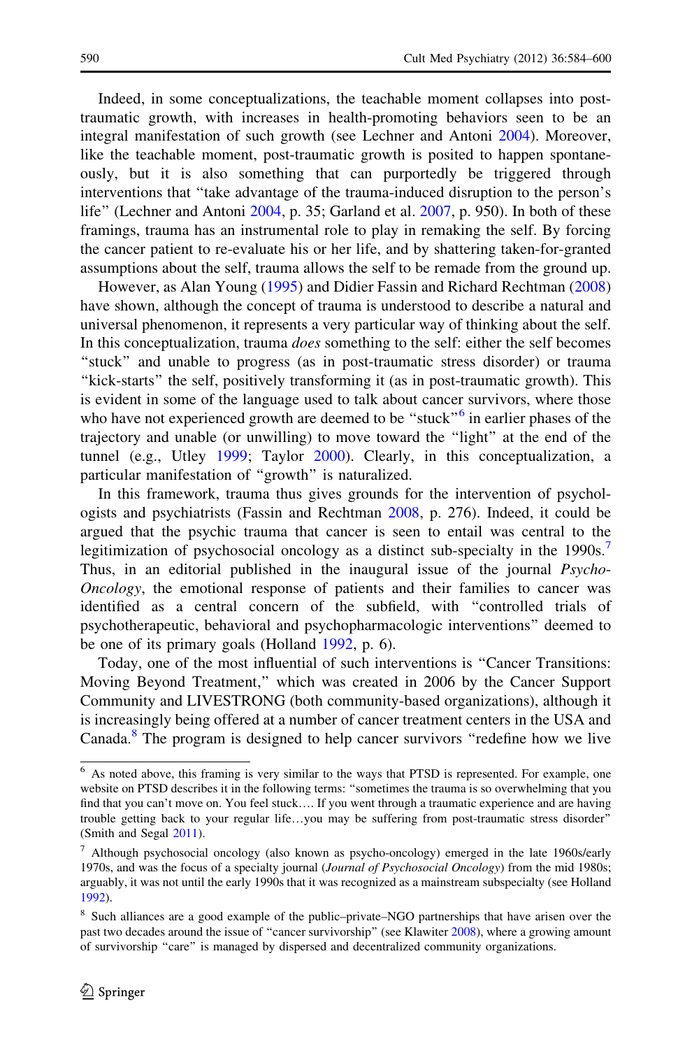Indeed, in some conceptualizations, the teachable moment collapses into post-traumatic growth, with increases in health-promoting behaviors seen to be an integral manifestation of such growth (see Lechner and Antoni 2004). Moreover, like the teachable moment, post-traumatic growth is posited to happen spontaneously, but it is also something that can purportedly be triggered through interventions that "take advantage of the trauma-induced disruption to the person's life" (Lechner and Antoni 2004, p. 35; Garland et al. 2007, p. 950). In both of these framings, trauma has an instrumental role to play in remaking the self. By forcing the cancer patient to re-evaluate his or her life, and by shattering taken-for-granted assumptions about the self, trauma allows the self to be remade from the ground up.

However, as Alan Young (1995) and Didier Fassin and Richard Rechtman (2008) have shown, although the concept of trauma is understood to describe a natural and universal phenomenon, it represents a very particular way of thinking about the self. In this conceptualization, trauma *does* something to the self: either the self becomes "stuck" and unable to progress (as in post-traumatic stress disorder) or trauma "kick-starts" the self, positively transforming it (as in post-traumatic growth). This is evident in some of the language used to talk about cancer survivors, where those who have not experienced growth are deemed to be "stuck"[6] in earlier phases of the trajectory and unable (or unwilling) to move toward the "light" at the end of the tunnel (e.g., Utley 1999; Taylor 2000). Clearly, in this conceptualization, a particular manifestation of "growth" is naturalized.

In this framework, trauma thus gives grounds for the intervention of psychologists and psychiatrists (Fassin and Rechtman 2008, p. 276). Indeed, it could be argued that the psychic trauma that cancer is seen to entail was central to the legitimization of psychosocial oncology as a distinct sub-specialty in the 1990s.[7] Thus, in an editorial published in the inaugural issue of the journal *Psycho-Oncology*, the emotional response of patients and their families to cancer was identified as a central concern of the subfield, with "controlled trials of psychotherapeutic, behavioral and psychopharmacologic interventions" deemed to be one of its primary goals (Holland 1992, p. 6).

Today, one of the most influential of such interventions is "Cancer Transitions: Moving Beyond Treatment," which was created in 2006 by the Cancer Support Community and LIVESTRONG (both community-based organizations), although it is increasingly being offered at a number of cancer treatment centers in the USA and Canada.[8] The program is designed to help cancer survivors "redefine how we live

---

[6] As noted above, this framing is very similar to the ways that PTSD is represented. For example, one website on PTSD describes it in the following terms: "sometimes the trauma is so overwhelming that you find that you can't move on. You feel stuck…. If you went through a traumatic experience and are having trouble getting back to your regular life…you may be suffering from post-traumatic stress disorder" (Smith and Segal 2011).

[7] Although psychosocial oncology (also known as psycho-oncology) emerged in the late 1960s/early 1970s, and was the focus of a specialty journal (*Journal of Psychosocial Oncology*) from the mid 1980s; arguably, it was not until the early 1990s that it was recognized as a mainstream subspecialty (see Holland 1992).

[8] Such alliances are a good example of the public–private–NGO partnerships that have arisen over the past two decades around the issue of "cancer survivorship" (see Klawiter 2008), where a growing amount of survivorship "care" is managed by dispersed and decentralized community organizations.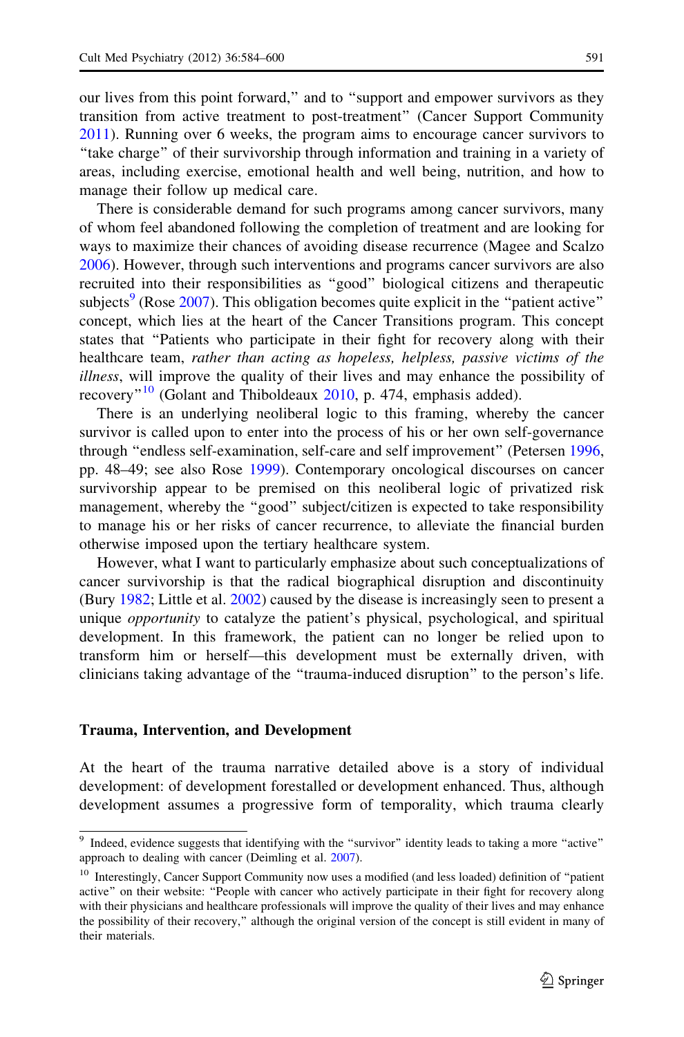our lives from this point forward," and to "support and empower survivors as they transition from active treatment to post-treatment" (Cancer Support Community 2011). Running over 6 weeks, the program aims to encourage cancer survivors to "take charge" of their survivorship through information and training in a variety of areas, including exercise, emotional health and well being, nutrition, and how to manage their follow up medical care.

There is considerable demand for such programs among cancer survivors, many of whom feel abandoned following the completion of treatment and are looking for ways to maximize their chances of avoiding disease recurrence (Magee and Scalzo 2006). However, through such interventions and programs cancer survivors are also recruited into their responsibilities as "good" biological citizens and therapeutic subjects[9] (Rose 2007). This obligation becomes quite explicit in the "patient active" concept, which lies at the heart of the Cancer Transitions program. This concept states that "Patients who participate in their fight for recovery along with their healthcare team, *rather than acting as hopeless, helpless, passive victims of the illness*, will improve the quality of their lives and may enhance the possibility of recovery"[10] (Golant and Thiboldeaux 2010, p. 474, emphasis added).

There is an underlying neoliberal logic to this framing, whereby the cancer survivor is called upon to enter into the process of his or her own self-governance through "endless self-examination, self-care and self improvement" (Petersen 1996, pp. 48–49; see also Rose 1999). Contemporary oncological discourses on cancer survivorship appear to be premised on this neoliberal logic of privatized risk management, whereby the "good" subject/citizen is expected to take responsibility to manage his or her risks of cancer recurrence, to alleviate the financial burden otherwise imposed upon the tertiary healthcare system.

However, what I want to particularly emphasize about such conceptualizations of cancer survivorship is that the radical biographical disruption and discontinuity (Bury 1982; Little et al. 2002) caused by the disease is increasingly seen to present a unique *opportunity* to catalyze the patient's physical, psychological, and spiritual development. In this framework, the patient can no longer be relied upon to transform him or herself—this development must be externally driven, with clinicians taking advantage of the "trauma-induced disruption" to the person's life.

### Trauma, Intervention, and Development

At the heart of the trauma narrative detailed above is a story of individual development: of development forestalled or development enhanced. Thus, although development assumes a progressive form of temporality, which trauma clearly

---

[9] Indeed, evidence suggests that identifying with the "survivor" identity leads to taking a more "active" approach to dealing with cancer (Deimling et al. 2007).

[10] Interestingly, Cancer Support Community now uses a modified (and less loaded) definition of "patient active" on their website: "People with cancer who actively participate in their fight for recovery along with their physicians and healthcare professionals will improve the quality of their lives and may enhance the possibility of their recovery," although the original version of the concept is still evident in many of their materials.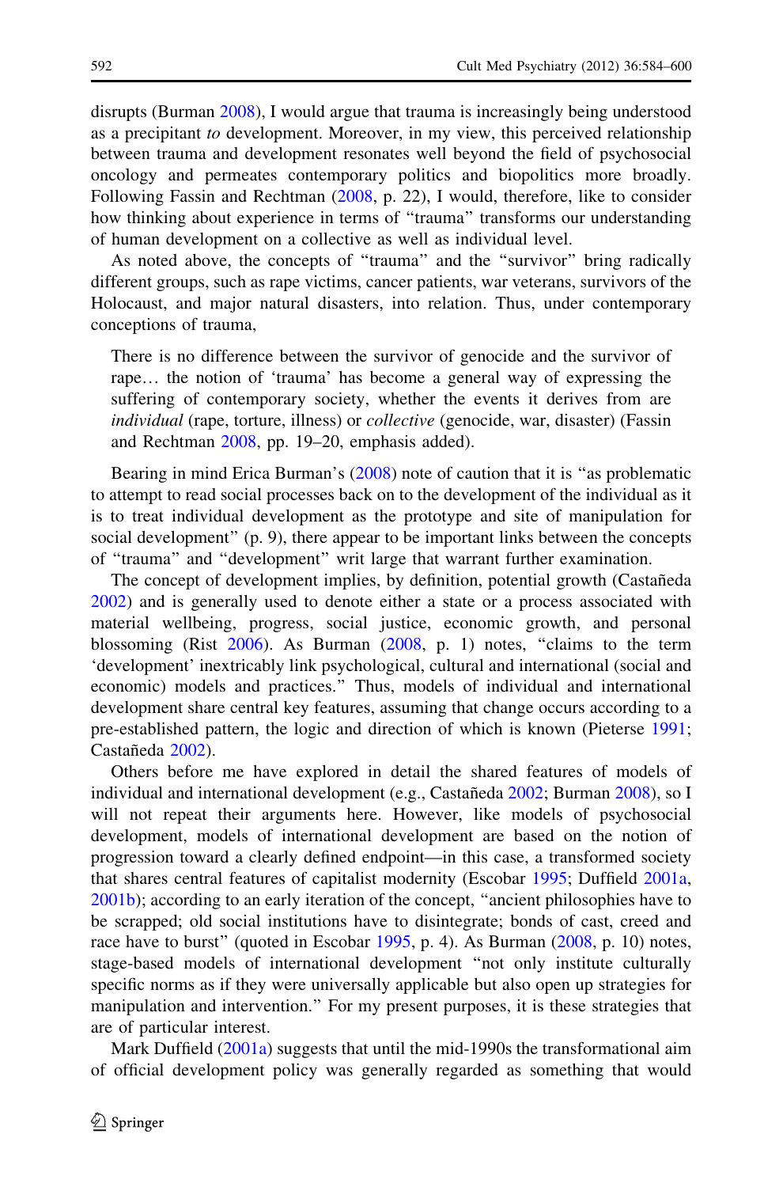disrupts (Burman 2008), I would argue that trauma is increasingly being understood as a precipitant *to* development. Moreover, in my view, this perceived relationship between trauma and development resonates well beyond the field of psychosocial oncology and permeates contemporary politics and biopolitics more broadly. Following Fassin and Rechtman (2008, p. 22), I would, therefore, like to consider how thinking about experience in terms of "trauma" transforms our understanding of human development on a collective as well as individual level.

As noted above, the concepts of "trauma" and the "survivor" bring radically different groups, such as rape victims, cancer patients, war veterans, survivors of the Holocaust, and major natural disasters, into relation. Thus, under contemporary conceptions of trauma,

> There is no difference between the survivor of genocide and the survivor of rape… the notion of 'trauma' has become a general way of expressing the suffering of contemporary society, whether the events it derives from are *individual* (rape, torture, illness) or *collective* (genocide, war, disaster) (Fassin and Rechtman 2008, pp. 19–20, emphasis added).

Bearing in mind Erica Burman's (2008) note of caution that it is "as problematic to attempt to read social processes back on to the development of the individual as it is to treat individual development as the prototype and site of manipulation for social development" (p. 9), there appear to be important links between the concepts of "trauma" and "development" writ large that warrant further examination.

The concept of development implies, by definition, potential growth (Castañeda 2002) and is generally used to denote either a state or a process associated with material wellbeing, progress, social justice, economic growth, and personal blossoming (Rist 2006). As Burman (2008, p. 1) notes, "claims to the term 'development' inextricably link psychological, cultural and international (social and economic) models and practices." Thus, models of individual and international development share central key features, assuming that change occurs according to a pre-established pattern, the logic and direction of which is known (Pieterse 1991; Castañeda 2002).

Others before me have explored in detail the shared features of models of individual and international development (e.g., Castañeda 2002; Burman 2008), so I will not repeat their arguments here. However, like models of psychosocial development, models of international development are based on the notion of progression toward a clearly defined endpoint—in this case, a transformed society that shares central features of capitalist modernity (Escobar 1995; Duffield 2001a, 2001b); according to an early iteration of the concept, "ancient philosophies have to be scrapped; old social institutions have to disintegrate; bonds of cast, creed and race have to burst" (quoted in Escobar 1995, p. 4). As Burman (2008, p. 10) notes, stage-based models of international development "not only institute culturally specific norms as if they were universally applicable but also open up strategies for manipulation and intervention." For my present purposes, it is these strategies that are of particular interest.

Mark Duffield (2001a) suggests that until the mid-1990s the transformational aim of official development policy was generally regarded as something that would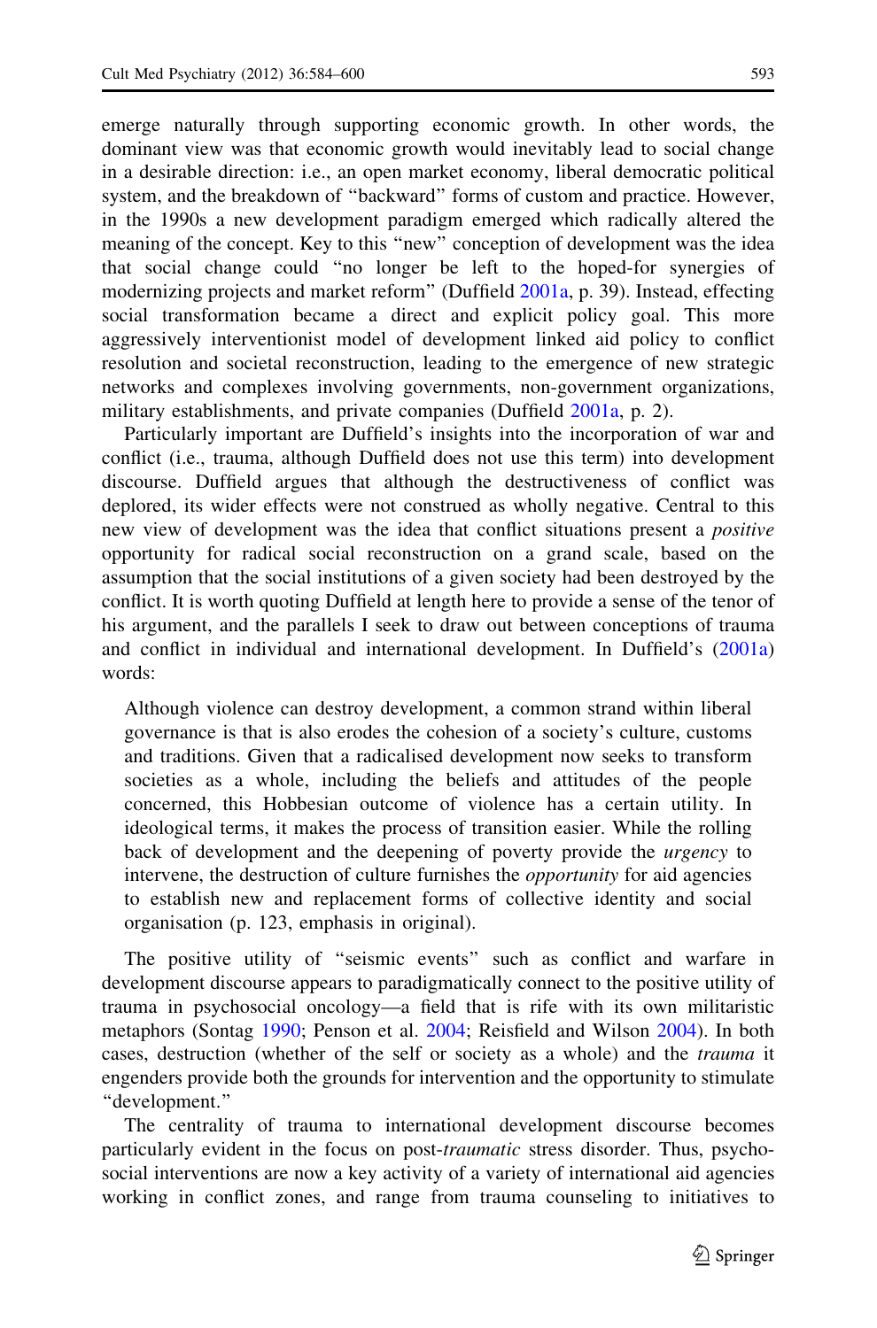emerge naturally through supporting economic growth. In other words, the dominant view was that economic growth would inevitably lead to social change in a desirable direction: i.e., an open market economy, liberal democratic political system, and the breakdown of "backward" forms of custom and practice. However, in the 1990s a new development paradigm emerged which radically altered the meaning of the concept. Key to this "new" conception of development was the idea that social change could "no longer be left to the hoped-for synergies of modernizing projects and market reform" (Duffield 2001a, p. 39). Instead, effecting social transformation became a direct and explicit policy goal. This more aggressively interventionist model of development linked aid policy to conflict resolution and societal reconstruction, leading to the emergence of new strategic networks and complexes involving governments, non-government organizations, military establishments, and private companies (Duffield 2001a, p. 2).

Particularly important are Duffield's insights into the incorporation of war and conflict (i.e., trauma, although Duffield does not use this term) into development discourse. Duffield argues that although the destructiveness of conflict was deplored, its wider effects were not construed as wholly negative. Central to this new view of development was the idea that conflict situations present a *positive* opportunity for radical social reconstruction on a grand scale, based on the assumption that the social institutions of a given society had been destroyed by the conflict. It is worth quoting Duffield at length here to provide a sense of the tenor of his argument, and the parallels I seek to draw out between conceptions of trauma and conflict in individual and international development. In Duffield's (2001a) words:

> Although violence can destroy development, a common strand within liberal governance is that is also erodes the cohesion of a society's culture, customs and traditions. Given that a radicalised development now seeks to transform societies as a whole, including the beliefs and attitudes of the people concerned, this Hobbesian outcome of violence has a certain utility. In ideological terms, it makes the process of transition easier. While the rolling back of development and the deepening of poverty provide the *urgency* to intervene, the destruction of culture furnishes the *opportunity* for aid agencies to establish new and replacement forms of collective identity and social organisation (p. 123, emphasis in original).

The positive utility of "seismic events" such as conflict and warfare in development discourse appears to paradigmatically connect to the positive utility of trauma in psychosocial oncology—a field that is rife with its own militaristic metaphors (Sontag 1990; Penson et al. 2004; Reisfield and Wilson 2004). In both cases, destruction (whether of the self or society as a whole) and the *trauma* it engenders provide both the grounds for intervention and the opportunity to stimulate "development."

The centrality of trauma to international development discourse becomes particularly evident in the focus on post-*traumatic* stress disorder. Thus, psychosocial interventions are now a key activity of a variety of international aid agencies working in conflict zones, and range from trauma counseling to initiatives to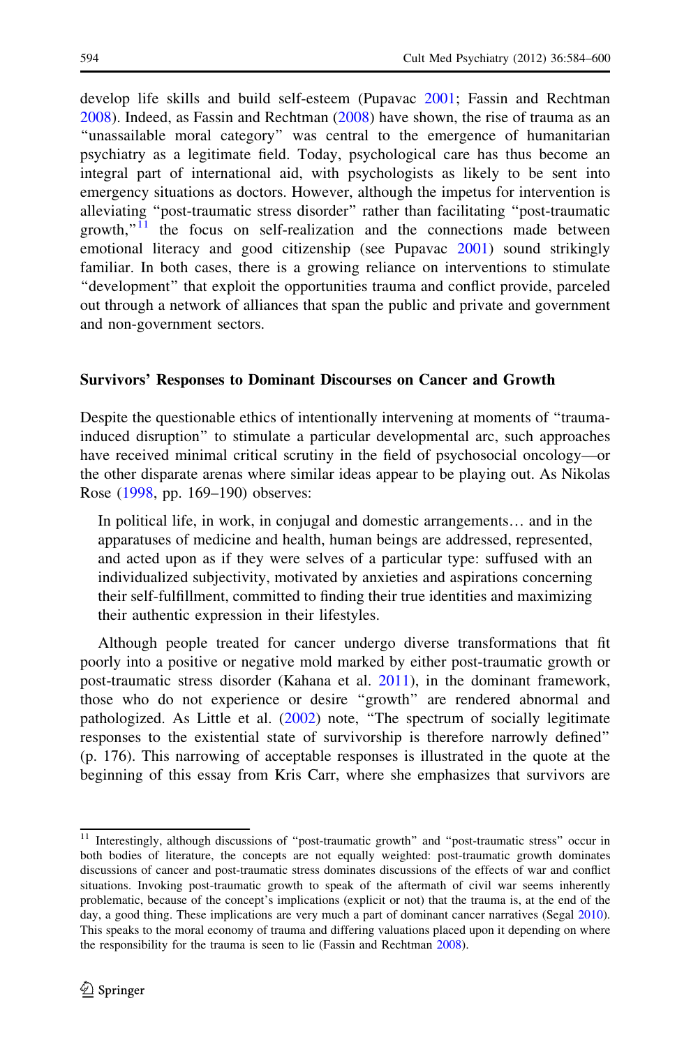develop life skills and build self-esteem (Pupavac 2001; Fassin and Rechtman 2008). Indeed, as Fassin and Rechtman (2008) have shown, the rise of trauma as an "unassailable moral category" was central to the emergence of humanitarian psychiatry as a legitimate field. Today, psychological care has thus become an integral part of international aid, with psychologists as likely to be sent into emergency situations as doctors. However, although the impetus for intervention is alleviating "post-traumatic stress disorder" rather than facilitating "post-traumatic growth,"[11] the focus on self-realization and the connections made between emotional literacy and good citizenship (see Pupavac 2001) sound strikingly familiar. In both cases, there is a growing reliance on interventions to stimulate "development" that exploit the opportunities trauma and conflict provide, parceled out through a network of alliances that span the public and private and government and non-government sectors.

### Survivors' Responses to Dominant Discourses on Cancer and Growth

Despite the questionable ethics of intentionally intervening at moments of "trauma-induced disruption" to stimulate a particular developmental arc, such approaches have received minimal critical scrutiny in the field of psychosocial oncology—or the other disparate arenas where similar ideas appear to be playing out. As Nikolas Rose (1998, pp. 169–190) observes:

> In political life, in work, in conjugal and domestic arrangements… and in the apparatuses of medicine and health, human beings are addressed, represented, and acted upon as if they were selves of a particular type: suffused with an individualized subjectivity, motivated by anxieties and aspirations concerning their self-fulfillment, committed to finding their true identities and maximizing their authentic expression in their lifestyles.

Although people treated for cancer undergo diverse transformations that fit poorly into a positive or negative mold marked by either post-traumatic growth or post-traumatic stress disorder (Kahana et al. 2011), in the dominant framework, those who do not experience or desire "growth" are rendered abnormal and pathologized. As Little et al. (2002) note, "The spectrum of socially legitimate responses to the existential state of survivorship is therefore narrowly defined" (p. 176). This narrowing of acceptable responses is illustrated in the quote at the beginning of this essay from Kris Carr, where she emphasizes that survivors are

---

[11] Interestingly, although discussions of "post-traumatic growth" and "post-traumatic stress" occur in both bodies of literature, the concepts are not equally weighted: post-traumatic growth dominates discussions of cancer and post-traumatic stress dominates discussions of the effects of war and conflict situations. Invoking post-traumatic growth to speak of the aftermath of civil war seems inherently problematic, because of the concept's implications (explicit or not) that the trauma is, at the end of the day, a good thing. These implications are very much a part of dominant cancer narratives (Segal 2010). This speaks to the moral economy of trauma and differing valuations placed upon it depending on where the responsibility for the trauma is seen to lie (Fassin and Rechtman 2008).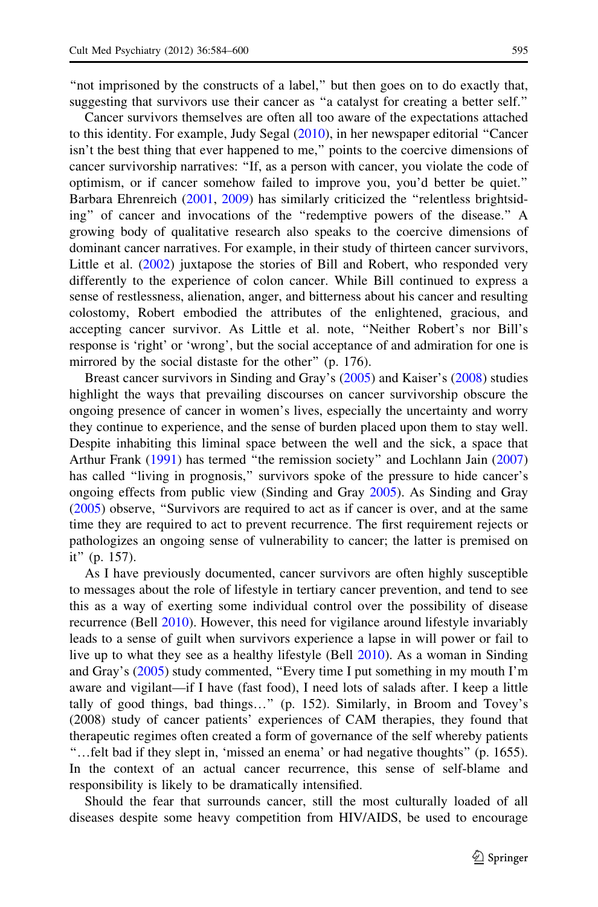"not imprisoned by the constructs of a label," but then goes on to do exactly that, suggesting that survivors use their cancer as "a catalyst for creating a better self."

Cancer survivors themselves are often all too aware of the expectations attached to this identity. For example, Judy Segal (2010), in her newspaper editorial "Cancer isn't the best thing that ever happened to me," points to the coercive dimensions of cancer survivorship narratives: "If, as a person with cancer, you violate the code of optimism, or if cancer somehow failed to improve you, you'd better be quiet." Barbara Ehrenreich (2001, 2009) has similarly criticized the "relentless brightsiding" of cancer and invocations of the "redemptive powers of the disease." A growing body of qualitative research also speaks to the coercive dimensions of dominant cancer narratives. For example, in their study of thirteen cancer survivors, Little et al. (2002) juxtapose the stories of Bill and Robert, who responded very differently to the experience of colon cancer. While Bill continued to express a sense of restlessness, alienation, anger, and bitterness about his cancer and resulting colostomy, Robert embodied the attributes of the enlightened, gracious, and accepting cancer survivor. As Little et al. note, "Neither Robert's nor Bill's response is 'right' or 'wrong', but the social acceptance of and admiration for one is mirrored by the social distaste for the other" (p. 176).

Breast cancer survivors in Sinding and Gray's (2005) and Kaiser's (2008) studies highlight the ways that prevailing discourses on cancer survivorship obscure the ongoing presence of cancer in women's lives, especially the uncertainty and worry they continue to experience, and the sense of burden placed upon them to stay well. Despite inhabiting this liminal space between the well and the sick, a space that Arthur Frank (1991) has termed "the remission society" and Lochlann Jain (2007) has called "living in prognosis," survivors spoke of the pressure to hide cancer's ongoing effects from public view (Sinding and Gray 2005). As Sinding and Gray (2005) observe, "Survivors are required to act as if cancer is over, and at the same time they are required to act to prevent recurrence. The first requirement rejects or pathologizes an ongoing sense of vulnerability to cancer; the latter is premised on it" (p. 157).

As I have previously documented, cancer survivors are often highly susceptible to messages about the role of lifestyle in tertiary cancer prevention, and tend to see this as a way of exerting some individual control over the possibility of disease recurrence (Bell 2010). However, this need for vigilance around lifestyle invariably leads to a sense of guilt when survivors experience a lapse in will power or fail to live up to what they see as a healthy lifestyle (Bell 2010). As a woman in Sinding and Gray's (2005) study commented, "Every time I put something in my mouth I'm aware and vigilant—if I have (fast food), I need lots of salads after. I keep a little tally of good things, bad things…" (p. 152). Similarly, in Broom and Tovey's (2008) study of cancer patients' experiences of CAM therapies, they found that therapeutic regimes often created a form of governance of the self whereby patients "…felt bad if they slept in, 'missed an enema' or had negative thoughts" (p. 1655). In the context of an actual cancer recurrence, this sense of self-blame and responsibility is likely to be dramatically intensified.

Should the fear that surrounds cancer, still the most culturally loaded of all diseases despite some heavy competition from HIV/AIDS, be used to encourage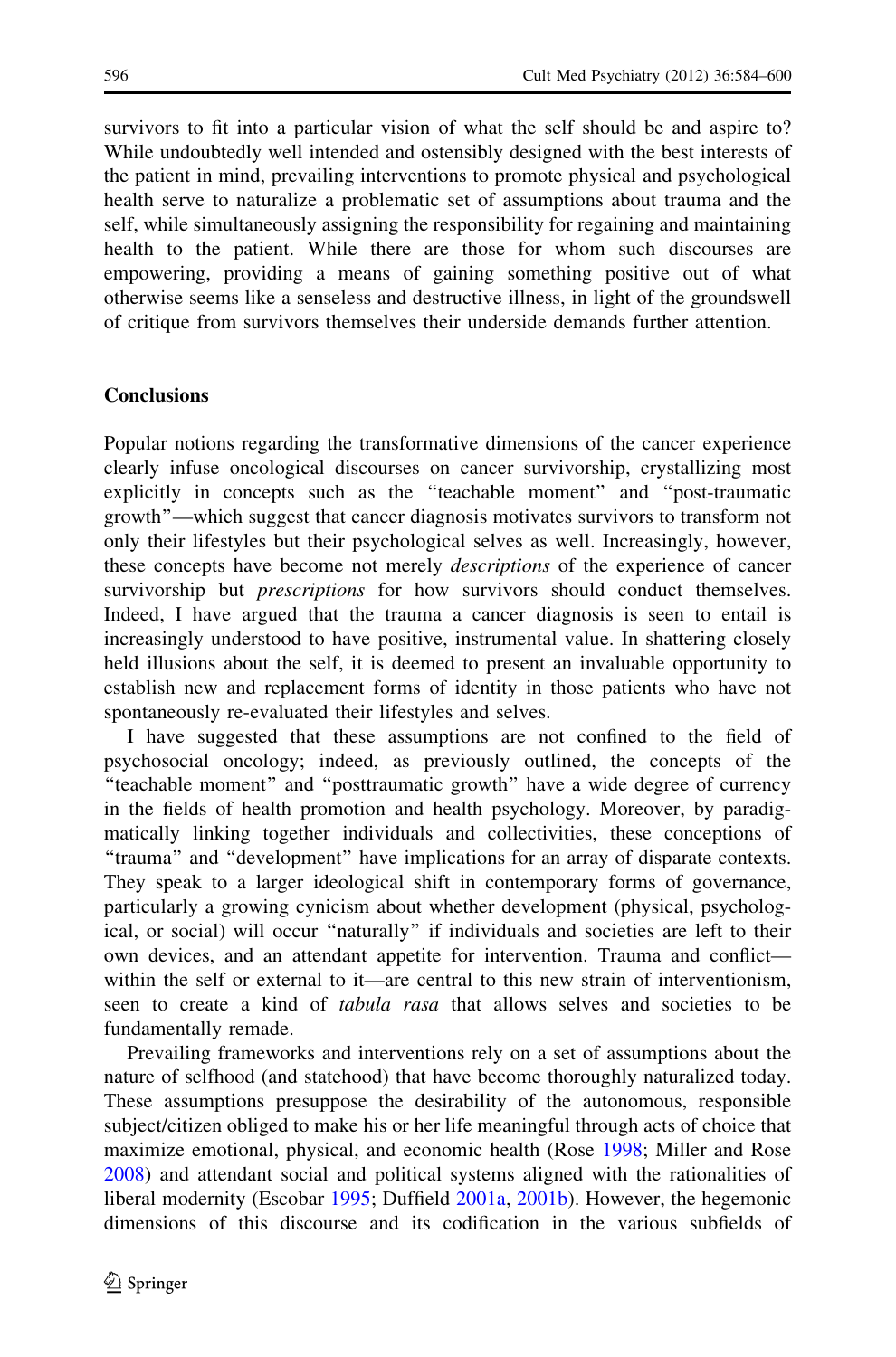survivors to fit into a particular vision of what the self should be and aspire to? While undoubtedly well intended and ostensibly designed with the best interests of the patient in mind, prevailing interventions to promote physical and psychological health serve to naturalize a problematic set of assumptions about trauma and the self, while simultaneously assigning the responsibility for regaining and maintaining health to the patient. While there are those for whom such discourses are empowering, providing a means of gaining something positive out of what otherwise seems like a senseless and destructive illness, in light of the groundswell of critique from survivors themselves their underside demands further attention.

## Conclusions

Popular notions regarding the transformative dimensions of the cancer experience clearly infuse oncological discourses on cancer survivorship, crystallizing most explicitly in concepts such as the "teachable moment" and "post-traumatic growth"—which suggest that cancer diagnosis motivates survivors to transform not only their lifestyles but their psychological selves as well. Increasingly, however, these concepts have become not merely *descriptions* of the experience of cancer survivorship but *prescriptions* for how survivors should conduct themselves. Indeed, I have argued that the trauma a cancer diagnosis is seen to entail is increasingly understood to have positive, instrumental value. In shattering closely held illusions about the self, it is deemed to present an invaluable opportunity to establish new and replacement forms of identity in those patients who have not spontaneously re-evaluated their lifestyles and selves.

I have suggested that these assumptions are not confined to the field of psychosocial oncology; indeed, as previously outlined, the concepts of the "teachable moment" and "posttraumatic growth" have a wide degree of currency in the fields of health promotion and health psychology. Moreover, by paradigmatically linking together individuals and collectivities, these conceptions of "trauma" and "development" have implications for an array of disparate contexts. They speak to a larger ideological shift in contemporary forms of governance, particularly a growing cynicism about whether development (physical, psychological, or social) will occur "naturally" if individuals and societies are left to their own devices, and an attendant appetite for intervention. Trauma and conflict—within the self or external to it—are central to this new strain of interventionism, seen to create a kind of *tabula rasa* that allows selves and societies to be fundamentally remade.

Prevailing frameworks and interventions rely on a set of assumptions about the nature of selfhood (and statehood) that have become thoroughly naturalized today. These assumptions presuppose the desirability of the autonomous, responsible subject/citizen obliged to make his or her life meaningful through acts of choice that maximize emotional, physical, and economic health (Rose 1998; Miller and Rose 2008) and attendant social and political systems aligned with the rationalities of liberal modernity (Escobar 1995; Duffield 2001a, 2001b). However, the hegemonic dimensions of this discourse and its codification in the various subfields of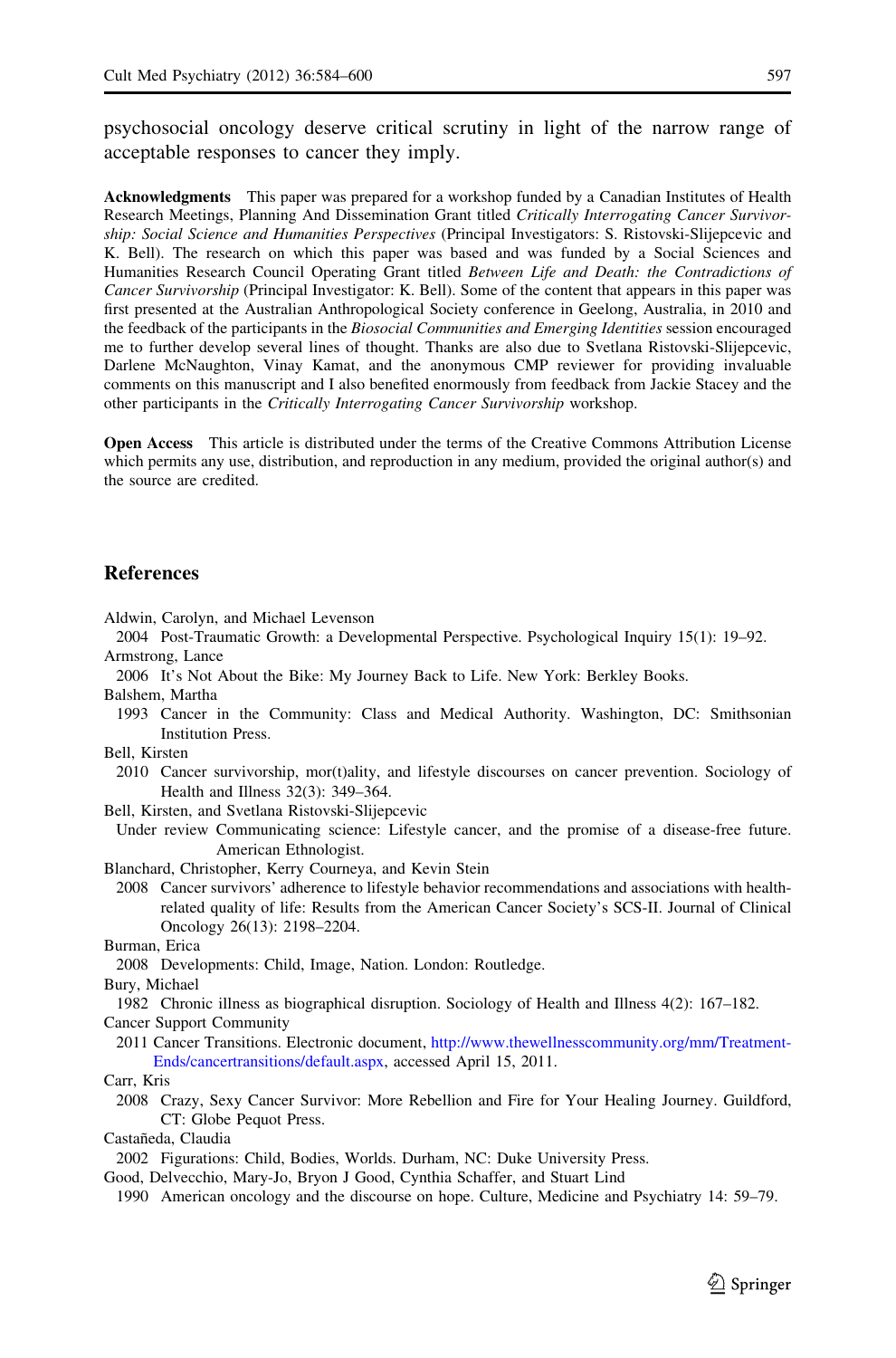psychosocial oncology deserve critical scrutiny in light of the narrow range of acceptable responses to cancer they imply.

**Acknowledgments** This paper was prepared for a workshop funded by a Canadian Institutes of Health Research Meetings, Planning And Dissemination Grant titled *Critically Interrogating Cancer Survivorship: Social Science and Humanities Perspectives* (Principal Investigators: S. Ristovski-Slijepcevic and K. Bell). The research on which this paper was based and was funded by a Social Sciences and Humanities Research Council Operating Grant titled *Between Life and Death: the Contradictions of Cancer Survivorship* (Principal Investigator: K. Bell). Some of the content that appears in this paper was first presented at the Australian Anthropological Society conference in Geelong, Australia, in 2010 and the feedback of the participants in the *Biosocial Communities and Emerging Identities* session encouraged me to further develop several lines of thought. Thanks are also due to Svetlana Ristovski-Slijepcevic, Darlene McNaughton, Vinay Kamat, and the anonymous CMP reviewer for providing invaluable comments on this manuscript and I also benefited enormously from feedback from Jackie Stacey and the other participants in the *Critically Interrogating Cancer Survivorship* workshop.

**Open Access** This article is distributed under the terms of the Creative Commons Attribution License which permits any use, distribution, and reproduction in any medium, provided the original author(s) and the source are credited.

## References

Aldwin, Carolyn, and Michael Levenson
2004 Post-Traumatic Growth: a Developmental Perspective. Psychological Inquiry 15(1): 19–92.

Armstrong, Lance
2006 It's Not About the Bike: My Journey Back to Life. New York: Berkley Books.

Balshem, Martha
1993 Cancer in the Community: Class and Medical Authority. Washington, DC: Smithsonian Institution Press.

Bell, Kirsten
2010 Cancer survivorship, mor(t)ality, and lifestyle discourses on cancer prevention. Sociology of Health and Illness 32(3): 349–364.

Bell, Kirsten, and Svetlana Ristovski-Slijepcevic
Under review Communicating science: Lifestyle cancer, and the promise of a disease-free future. American Ethnologist.

Blanchard, Christopher, Kerry Courneya, and Kevin Stein
2008 Cancer survivors' adherence to lifestyle behavior recommendations and associations with health-related quality of life: Results from the American Cancer Society's SCS-II. Journal of Clinical Oncology 26(13): 2198–2204.

Burman, Erica
2008 Developments: Child, Image, Nation. London: Routledge.

Bury, Michael
1982 Chronic illness as biographical disruption. Sociology of Health and Illness 4(2): 167–182.

Cancer Support Community
2011 Cancer Transitions. Electronic document, http://www.thewellnesscommunity.org/mm/Treatment-Ends/cancertransitions/default.aspx, accessed April 15, 2011.

Carr, Kris
2008 Crazy, Sexy Cancer Survivor: More Rebellion and Fire for Your Healing Journey. Guildford, CT: Globe Pequot Press.

Castañeda, Claudia
2002 Figurations: Child, Bodies, Worlds. Durham, NC: Duke University Press.

Good, Delvecchio, Mary-Jo, Bryon J Good, Cynthia Schaffer, and Stuart Lind
1990 American oncology and the discourse on hope. Culture, Medicine and Psychiatry 14: 59–79.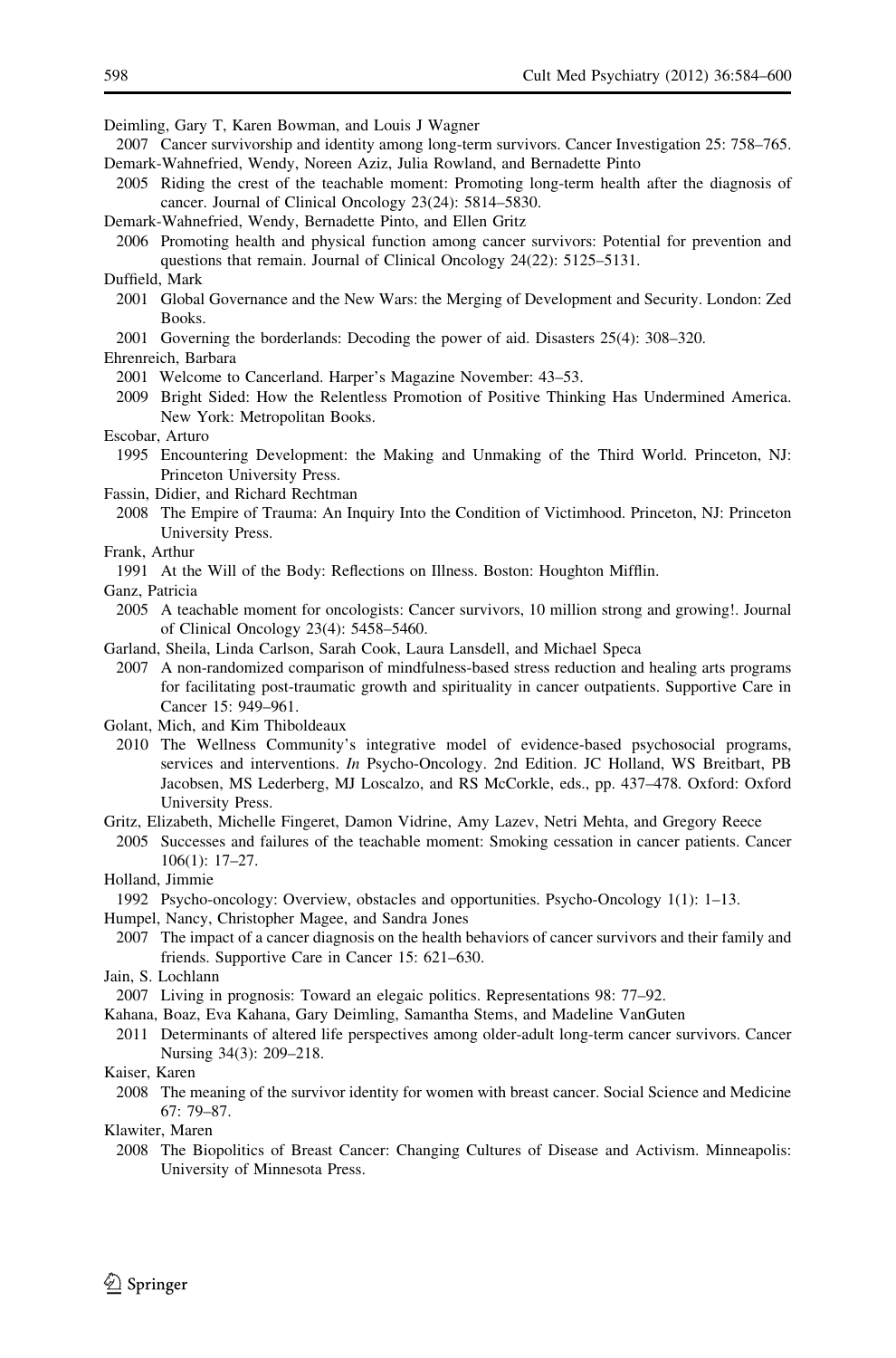Deimling, Gary T, Karen Bowman, and Louis J Wagner

2007 Cancer survivorship and identity among long-term survivors. Cancer Investigation 25: 758–765.

Demark-Wahnefried, Wendy, Noreen Aziz, Julia Rowland, and Bernadette Pinto

2005 Riding the crest of the teachable moment: Promoting long-term health after the diagnosis of cancer. Journal of Clinical Oncology 23(24): 5814–5830.

Demark-Wahnefried, Wendy, Bernadette Pinto, and Ellen Gritz

2006 Promoting health and physical function among cancer survivors: Potential for prevention and questions that remain. Journal of Clinical Oncology 24(22): 5125–5131.

Duffield, Mark

2001 Global Governance and the New Wars: the Merging of Development and Security. London: Zed Books.

2001 Governing the borderlands: Decoding the power of aid. Disasters 25(4): 308–320.

Ehrenreich, Barbara

2001 Welcome to Cancerland. Harper's Magazine November: 43–53.

2009 Bright Sided: How the Relentless Promotion of Positive Thinking Has Undermined America. New York: Metropolitan Books.

Escobar, Arturo

1995 Encountering Development: the Making and Unmaking of the Third World. Princeton, NJ: Princeton University Press.

Fassin, Didier, and Richard Rechtman

2008 The Empire of Trauma: An Inquiry Into the Condition of Victimhood. Princeton, NJ: Princeton University Press.

Frank, Arthur

1991 At the Will of the Body: Reflections on Illness. Boston: Houghton Mifflin.

Ganz, Patricia

2005 A teachable moment for oncologists: Cancer survivors, 10 million strong and growing!. Journal of Clinical Oncology 23(4): 5458–5460.

Garland, Sheila, Linda Carlson, Sarah Cook, Laura Lansdell, and Michael Speca

2007 A non-randomized comparison of mindfulness-based stress reduction and healing arts programs for facilitating post-traumatic growth and spirituality in cancer outpatients. Supportive Care in Cancer 15: 949–961.

Golant, Mich, and Kim Thiboldeaux

2010 The Wellness Community's integrative model of evidence-based psychosocial programs, services and interventions. *In* Psycho-Oncology. 2nd Edition. JC Holland, WS Breitbart, PB Jacobsen, MS Lederberg, MJ Loscalzo, and RS McCorkle, eds., pp. 437–478. Oxford: Oxford University Press.

Gritz, Elizabeth, Michelle Fingeret, Damon Vidrine, Amy Lazev, Netri Mehta, and Gregory Reece

2005 Successes and failures of the teachable moment: Smoking cessation in cancer patients. Cancer 106(1): 17–27.

Holland, Jimmie

1992 Psycho-oncology: Overview, obstacles and opportunities. Psycho-Oncology 1(1): 1–13.

Humpel, Nancy, Christopher Magee, and Sandra Jones

2007 The impact of a cancer diagnosis on the health behaviors of cancer survivors and their family and friends. Supportive Care in Cancer 15: 621–630.

Jain, S. Lochlann

2007 Living in prognosis: Toward an elegaic politics. Representations 98: 77–92.

Kahana, Boaz, Eva Kahana, Gary Deimling, Samantha Stems, and Madeline VanGuten

2011 Determinants of altered life perspectives among older-adult long-term cancer survivors. Cancer Nursing 34(3): 209–218.

Kaiser, Karen

2008 The meaning of the survivor identity for women with breast cancer. Social Science and Medicine 67: 79–87.

Klawiter, Maren

2008 The Biopolitics of Breast Cancer: Changing Cultures of Disease and Activism. Minneapolis: University of Minnesota Press.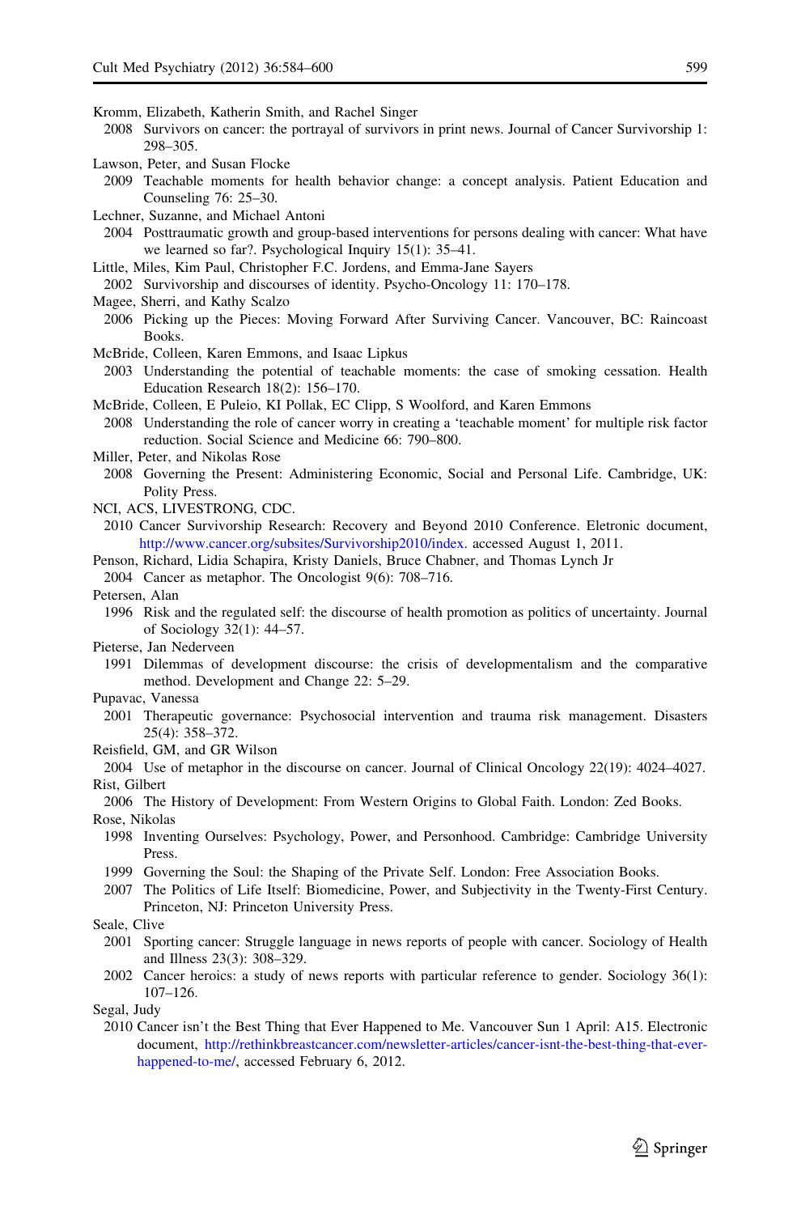Kromm, Elizabeth, Katherin Smith, and Rachel Singer

2008 Survivors on cancer: the portrayal of survivors in print news. Journal of Cancer Survivorship 1: 298–305.

Lawson, Peter, and Susan Flocke

2009 Teachable moments for health behavior change: a concept analysis. Patient Education and Counseling 76: 25–30.

Lechner, Suzanne, and Michael Antoni

2004 Posttraumatic growth and group-based interventions for persons dealing with cancer: What have we learned so far?. Psychological Inquiry 15(1): 35–41.

Little, Miles, Kim Paul, Christopher F.C. Jordens, and Emma-Jane Sayers

2002 Survivorship and discourses of identity. Psycho-Oncology 11: 170–178.

Magee, Sherri, and Kathy Scalzo

2006 Picking up the Pieces: Moving Forward After Surviving Cancer. Vancouver, BC: Raincoast Books.

McBride, Colleen, Karen Emmons, and Isaac Lipkus

2003 Understanding the potential of teachable moments: the case of smoking cessation. Health Education Research 18(2): 156–170.

McBride, Colleen, E Puleio, KI Pollak, EC Clipp, S Woolford, and Karen Emmons

2008 Understanding the role of cancer worry in creating a 'teachable moment' for multiple risk factor reduction. Social Science and Medicine 66: 790–800.

Miller, Peter, and Nikolas Rose

2008 Governing the Present: Administering Economic, Social and Personal Life. Cambridge, UK: Polity Press.

NCI, ACS, LIVESTRONG, CDC.

2010 Cancer Survivorship Research: Recovery and Beyond 2010 Conference. Eletronic document, http://www.cancer.org/subsites/Survivorship2010/index. accessed August 1, 2011.

Penson, Richard, Lidia Schapira, Kristy Daniels, Bruce Chabner, and Thomas Lynch Jr

2004 Cancer as metaphor. The Oncologist 9(6): 708–716.

Petersen, Alan

1996 Risk and the regulated self: the discourse of health promotion as politics of uncertainty. Journal of Sociology 32(1): 44–57.

Pieterse, Jan Nederveen

1991 Dilemmas of development discourse: the crisis of developmentalism and the comparative method. Development and Change 22: 5–29.

Pupavac, Vanessa

2001 Therapeutic governance: Psychosocial intervention and trauma risk management. Disasters 25(4): 358–372.

Reisfield, GM, and GR Wilson

2004 Use of metaphor in the discourse on cancer. Journal of Clinical Oncology 22(19): 4024–4027.

Rist, Gilbert

2006 The History of Development: From Western Origins to Global Faith. London: Zed Books.

Rose, Nikolas

1998 Inventing Ourselves: Psychology, Power, and Personhood. Cambridge: Cambridge University Press.

1999 Governing the Soul: the Shaping of the Private Self. London: Free Association Books.

2007 The Politics of Life Itself: Biomedicine, Power, and Subjectivity in the Twenty-First Century. Princeton, NJ: Princeton University Press.

Seale, Clive

2001 Sporting cancer: Struggle language in news reports of people with cancer. Sociology of Health and Illness 23(3): 308–329.

2002 Cancer heroics: a study of news reports with particular reference to gender. Sociology 36(1): 107–126.

Segal, Judy

2010 Cancer isn't the Best Thing that Ever Happened to Me. Vancouver Sun 1 April: A15. Electronic document, http://rethinkbreastcancer.com/newsletter-articles/cancer-isnt-the-best-thing-that-ever-happened-to-me/, accessed February 6, 2012.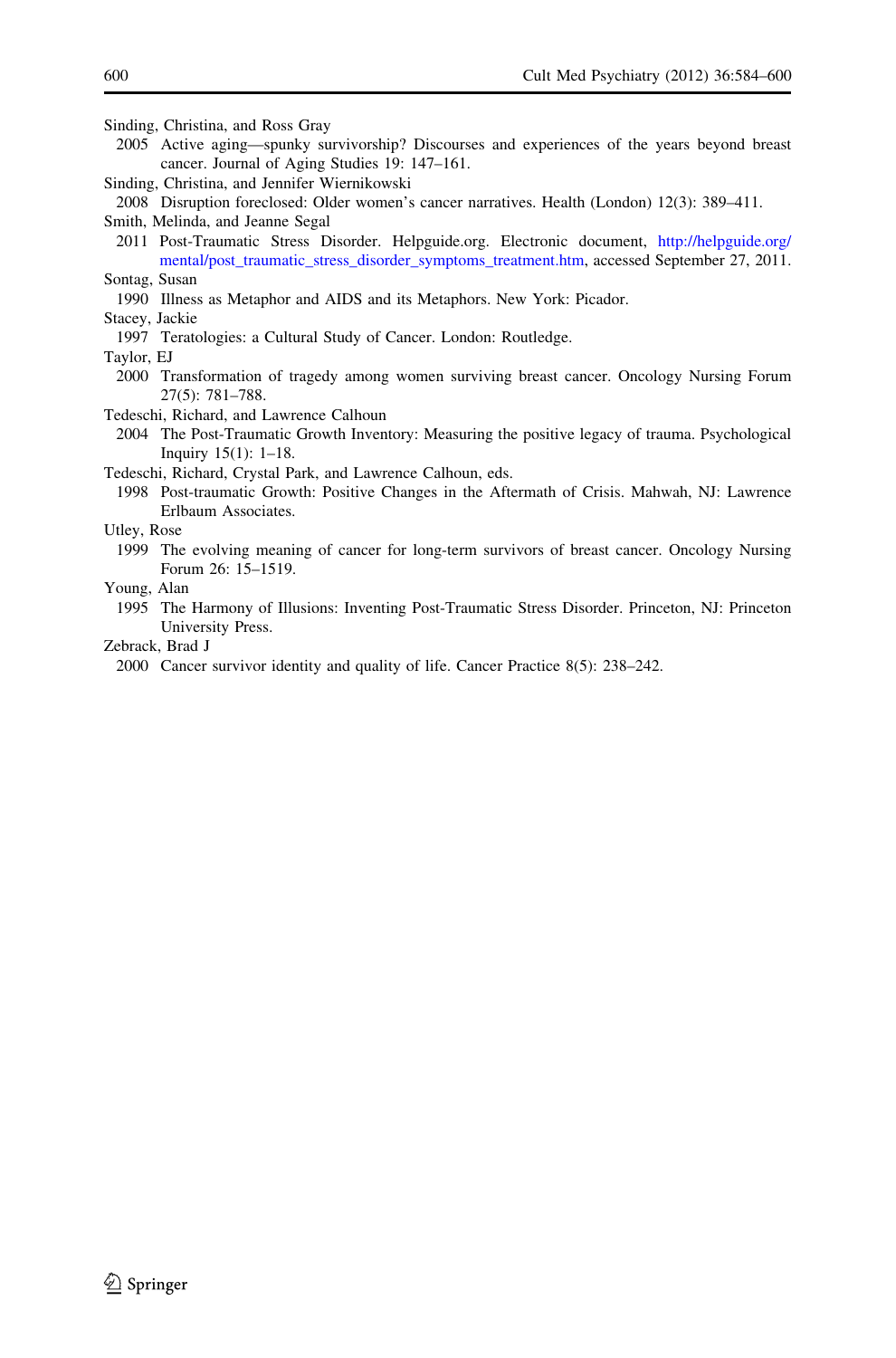Sinding, Christina, and Ross Gray
  2005 Active aging—spunky survivorship? Discourses and experiences of the years beyond breast cancer. Journal of Aging Studies 19: 147–161.

Sinding, Christina, and Jennifer Wiernikowski
  2008 Disruption foreclosed: Older women's cancer narratives. Health (London) 12(3): 389–411.

Smith, Melinda, and Jeanne Segal
  2011 Post-Traumatic Stress Disorder. Helpguide.org. Electronic document, http://helpguide.org/mental/post_traumatic_stress_disorder_symptoms_treatment.htm, accessed September 27, 2011.

Sontag, Susan
  1990 Illness as Metaphor and AIDS and its Metaphors. New York: Picador.

Stacey, Jackie
  1997 Teratologies: a Cultural Study of Cancer. London: Routledge.

Taylor, EJ
  2000 Transformation of tragedy among women surviving breast cancer. Oncology Nursing Forum 27(5): 781–788.

Tedeschi, Richard, and Lawrence Calhoun
  2004 The Post-Traumatic Growth Inventory: Measuring the positive legacy of trauma. Psychological Inquiry 15(1): 1–18.

Tedeschi, Richard, Crystal Park, and Lawrence Calhoun, eds.
  1998 Post-traumatic Growth: Positive Changes in the Aftermath of Crisis. Mahwah, NJ: Lawrence Erlbaum Associates.

Utley, Rose
  1999 The evolving meaning of cancer for long-term survivors of breast cancer. Oncology Nursing Forum 26: 15–1519.

Young, Alan
  1995 The Harmony of Illusions: Inventing Post-Traumatic Stress Disorder. Princeton, NJ: Princeton University Press.

Zebrack, Brad J
  2000 Cancer survivor identity and quality of life. Cancer Practice 8(5): 238–242.